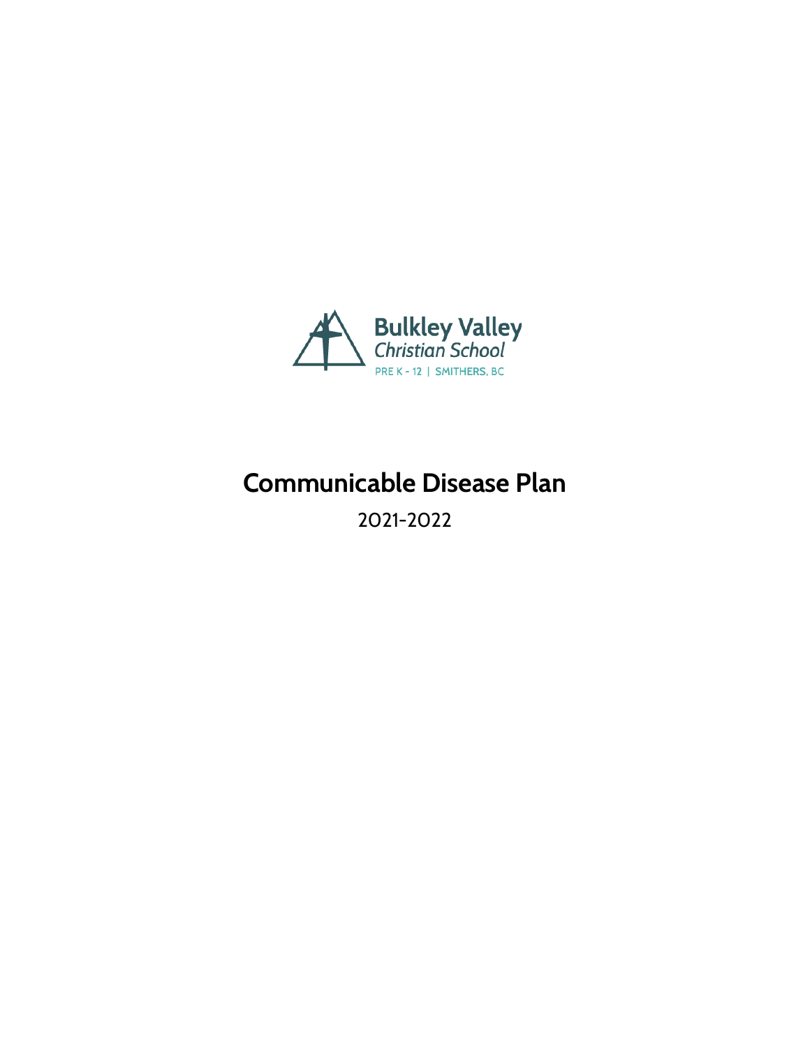Bulkley Valley
Christian School
PRE K - 12 | SMITHERS, BC

# Communicable Disease Plan

2021-2022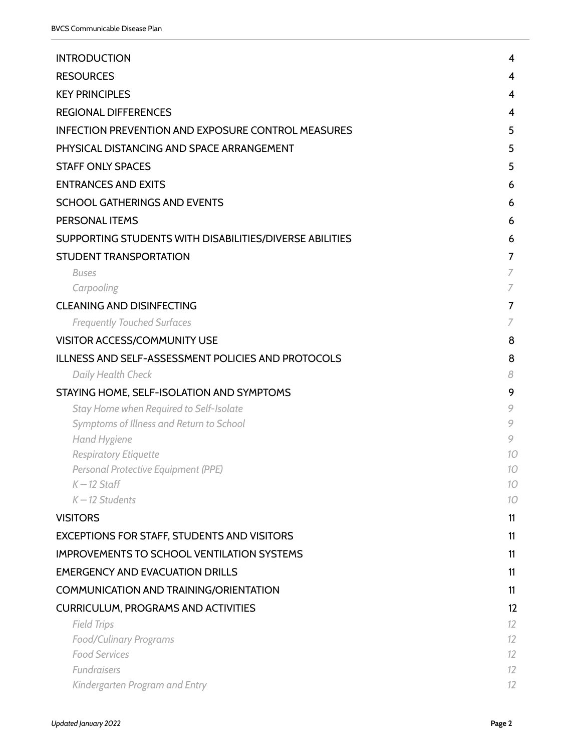| | |
|---|---|
| INTRODUCTION | 4 |
| RESOURCES | 4 |
| KEY PRINCIPLES | 4 |
| REGIONAL DIFFERENCES | 4 |
| INFECTION PREVENTION AND EXPOSURE CONTROL MEASURES | 5 |
| PHYSICAL DISTANCING AND SPACE ARRANGEMENT | 5 |
| STAFF ONLY SPACES | 5 |
| ENTRANCES AND EXITS | 6 |
| SCHOOL GATHERINGS AND EVENTS | 6 |
| PERSONAL ITEMS | 6 |
| SUPPORTING STUDENTS WITH DISABILITIES/DIVERSE ABILITIES | 6 |
| STUDENT TRANSPORTATION | 7 |
| *Buses* | *7* |
| *Carpooling* | *7* |
| CLEANING AND DISINFECTING | 7 |
| *Frequently Touched Surfaces* | *7* |
| VISITOR ACCESS/COMMUNITY USE | 8 |
| ILLNESS AND SELF-ASSESSMENT POLICIES AND PROTOCOLS | 8 |
| *Daily Health Check* | *8* |
| STAYING HOME, SELF-ISOLATION AND SYMPTOMS | 9 |
| *Stay Home when Required to Self-Isolate* | *9* |
| *Symptoms of Illness and Return to School* | *9* |
| *Hand Hygiene* | *9* |
| *Respiratory Etiquette* | *10* |
| *Personal Protective Equipment (PPE)* | *10* |
| *K – 12 Staff* | *10* |
| *K – 12 Students* | *10* |
| VISITORS | 11 |
| EXCEPTIONS FOR STAFF, STUDENTS AND VISITORS | 11 |
| IMPROVEMENTS TO SCHOOL VENTILATION SYSTEMS | 11 |
| EMERGENCY AND EVACUATION DRILLS | 11 |
| COMMUNICATION AND TRAINING/ORIENTATION | 11 |
| CURRICULUM, PROGRAMS AND ACTIVITIES | 12 |
| *Field Trips* | *12* |
| *Food/Culinary Programs* | *12* |
| *Food Services* | *12* |
| *Fundraisers* | *12* |
| *Kindergarten Program and Entry* | *12* |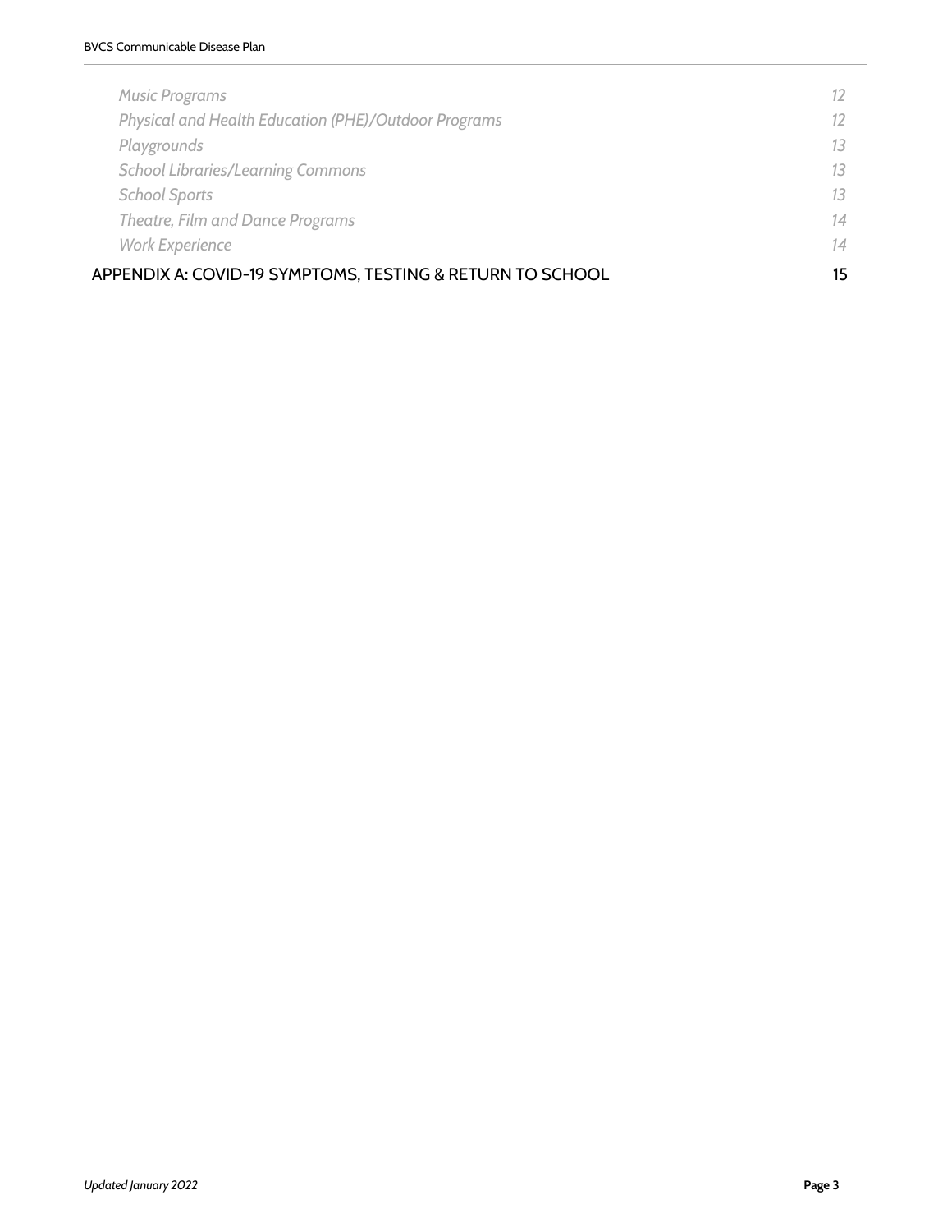*Music Programs* 12
*Physical and Health Education (PHE)/Outdoor Programs* 12
*Playgrounds* 13
*School Libraries/Learning Commons* 13
*School Sports* 13
*Theatre, Film and Dance Programs* 14
*Work Experience* 14

APPENDIX A: COVID-19 SYMPTOMS, TESTING & RETURN TO SCHOOL 15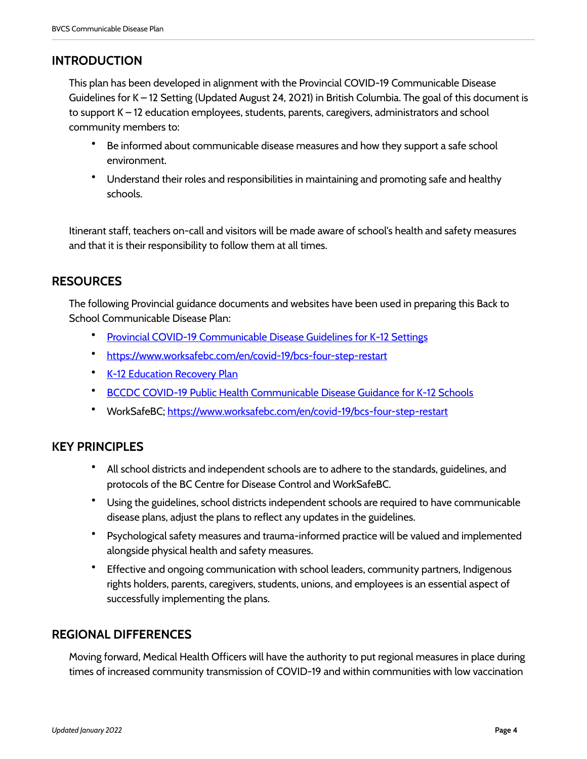## INTRODUCTION

This plan has been developed in alignment with the Provincial COVID-19 Communicable Disease Guidelines for K – 12 Setting (Updated August 24, 2021) in British Columbia. The goal of this document is to support K – 12 education employees, students, parents, caregivers, administrators and school community members to:

- Be informed about communicable disease measures and how they support a safe school environment.
- Understand their roles and responsibilities in maintaining and promoting safe and healthy schools.

Itinerant staff, teachers on-call and visitors will be made aware of school's health and safety measures and that it is their responsibility to follow them at all times.

## RESOURCES

The following Provincial guidance documents and websites have been used in preparing this Back to School Communicable Disease Plan:

- Provincial COVID-19 Communicable Disease Guidelines for K-12 Settings
- https://www.worksafebc.com/en/covid-19/bcs-four-step-restart
- K-12 Education Recovery Plan
- BCCDC COVID-19 Public Health Communicable Disease Guidance for K-12 Schools
- WorkSafeBC; https://www.worksafebc.com/en/covid-19/bcs-four-step-restart

## KEY PRINCIPLES

- All school districts and independent schools are to adhere to the standards, guidelines, and protocols of the BC Centre for Disease Control and WorkSafeBC.
- Using the guidelines, school districts independent schools are required to have communicable disease plans, adjust the plans to reflect any updates in the guidelines.
- Psychological safety measures and trauma-informed practice will be valued and implemented alongside physical health and safety measures.
- Effective and ongoing communication with school leaders, community partners, Indigenous rights holders, parents, caregivers, students, unions, and employees is an essential aspect of successfully implementing the plans.

## REGIONAL DIFFERENCES

Moving forward, Medical Health Officers will have the authority to put regional measures in place during times of increased community transmission of COVID-19 and within communities with low vaccination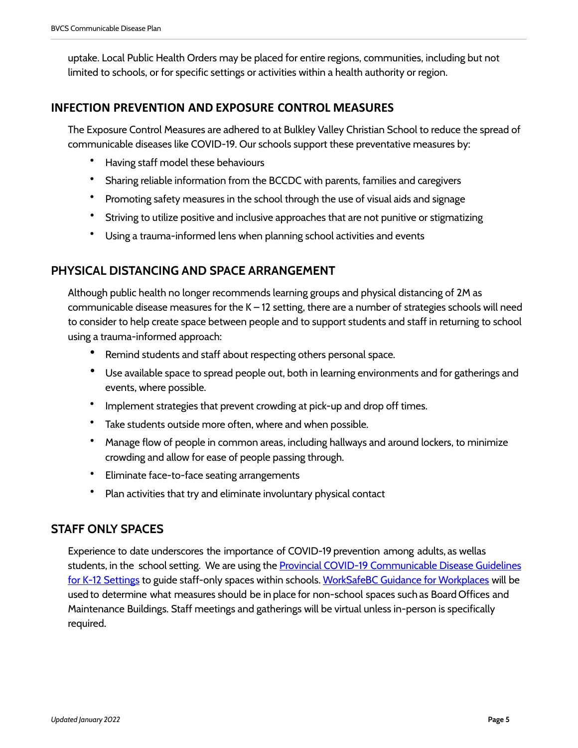uptake. Local Public Health Orders may be placed for entire regions, communities, including but not limited to schools, or for specific settings or activities within a health authority or region.

## INFECTION PREVENTION AND EXPOSURE CONTROL MEASURES

The Exposure Control Measures are adhered to at Bulkley Valley Christian School to reduce the spread of communicable diseases like COVID-19. Our schools support these preventative measures by:

- Having staff model these behaviours
- Sharing reliable information from the BCCDC with parents, families and caregivers
- Promoting safety measures in the school through the use of visual aids and signage
- Striving to utilize positive and inclusive approaches that are not punitive or stigmatizing
- Using a trauma-informed lens when planning school activities and events

## PHYSICAL DISTANCING AND SPACE ARRANGEMENT

Although public health no longer recommends learning groups and physical distancing of 2M as communicable disease measures for the K – 12 setting, there are a number of strategies schools will need to consider to help create space between people and to support students and staff in returning to school using a trauma-informed approach:

- Remind students and staff about respecting others personal space.
- Use available space to spread people out, both in learning environments and for gatherings and events, where possible.
- Implement strategies that prevent crowding at pick-up and drop off times.
- Take students outside more often, where and when possible.
- Manage flow of people in common areas, including hallways and around lockers, to minimize crowding and allow for ease of people passing through.
- Eliminate face-to-face seating arrangements
- Plan activities that try and eliminate involuntary physical contact

## STAFF ONLY SPACES

Experience to date underscores the importance of COVID-19 prevention among adults, as wellas students, in the school setting. We are using the Provincial COVID-19 Communicable Disease Guidelines for K-12 Settings to guide staff-only spaces within schools. WorkSafeBC Guidance for Workplaces will be used to determine what measures should be in place for non-school spaces such as Board Offices and Maintenance Buildings. Staff meetings and gatherings will be virtual unless in-person is specifically required.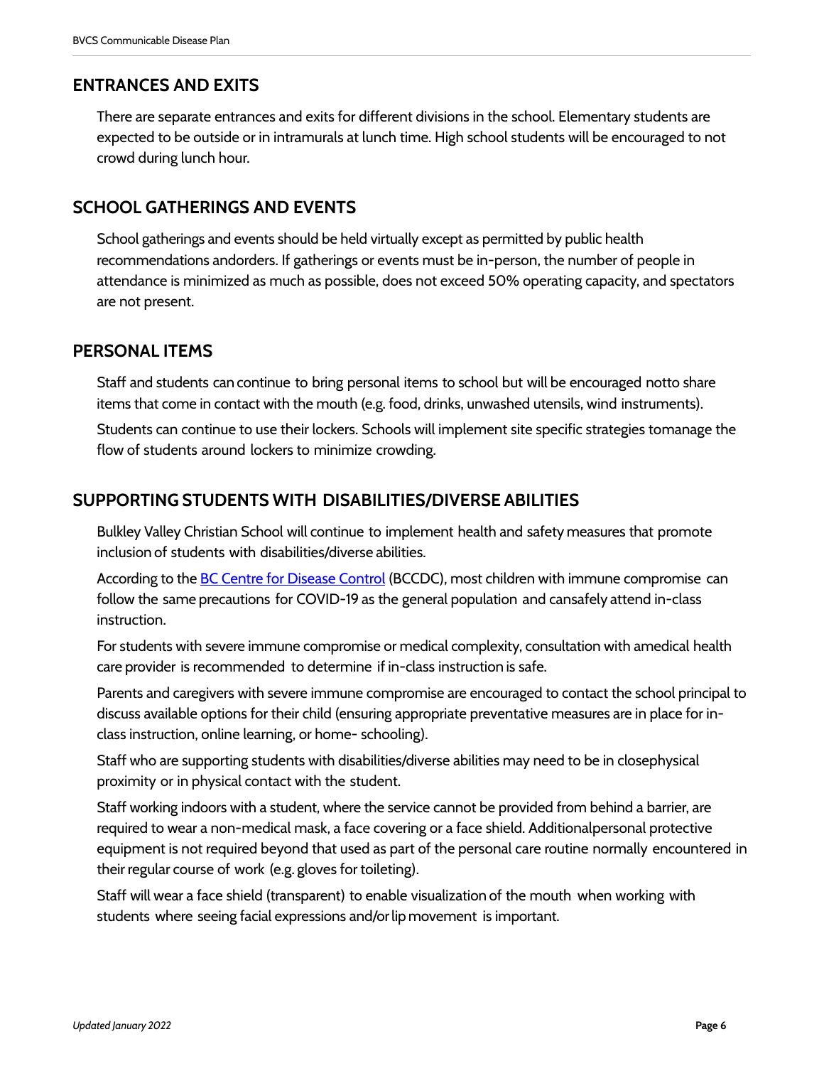## ENTRANCES AND EXITS

There are separate entrances and exits for different divisions in the school. Elementary students are expected to be outside or in intramurals at lunch time. High school students will be encouraged to not crowd during lunch hour.

## SCHOOL GATHERINGS AND EVENTS

School gatherings and events should be held virtually except as permitted by public health recommendations andorders. If gatherings or events must be in-person, the number of people in attendance is minimized as much as possible, does not exceed 50% operating capacity, and spectators are not present.

## PERSONAL ITEMS

Staff and students can continue to bring personal items to school but will be encouraged notto share items that come in contact with the mouth (e.g. food, drinks, unwashed utensils, wind instruments).

Students can continue to use their lockers. Schools will implement site specific strategies tomanage the flow of students around lockers to minimize crowding.

## SUPPORTING STUDENTS WITH DISABILITIES/DIVERSE ABILITIES

Bulkley Valley Christian School will continue to implement health and safety measures that promote inclusion of students with disabilities/diverse abilities.

According to the [BC Centre for Disease Control](BC Centre for Disease Control) (BCCDC), most children with immune compromise can follow the same precautions for COVID-19 as the general population and cansafely attend in-class instruction.

For students with severe immune compromise or medical complexity, consultation with amedical health care provider is recommended to determine if in-class instruction is safe.

Parents and caregivers with severe immune compromise are encouraged to contact the school principal to discuss available options for their child (ensuring appropriate preventative measures are in place for in-class instruction, online learning, or home- schooling).

Staff who are supporting students with disabilities/diverse abilities may need to be in closephysical proximity or in physical contact with the student.

Staff working indoors with a student, where the service cannot be provided from behind a barrier, are required to wear a non-medical mask, a face covering or a face shield. Additionalpersonal protective equipment is not required beyond that used as part of the personal care routine normally encountered in their regular course of work (e.g. gloves for toileting).

Staff will wear a face shield (transparent) to enable visualization of the mouth when working with students where seeing facial expressions and/or lip movement is important.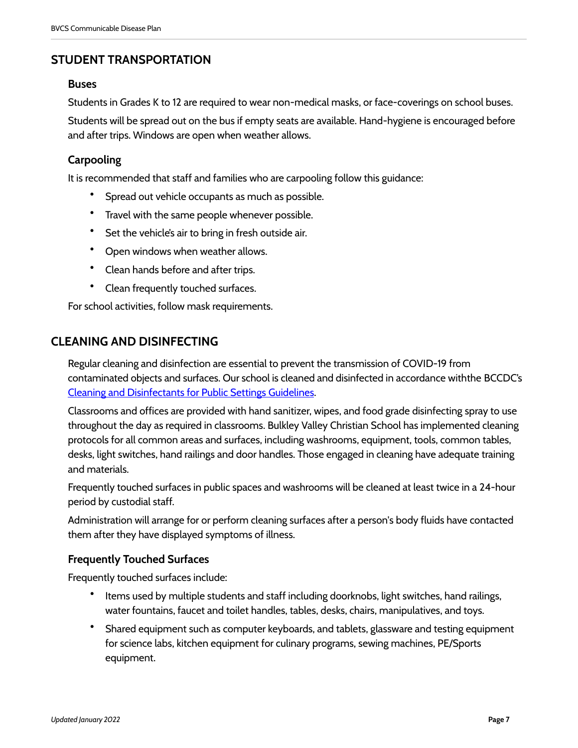## STUDENT TRANSPORTATION

### Buses

Students in Grades K to 12 are required to wear non-medical masks, or face-coverings on school buses.

Students will be spread out on the bus if empty seats are available. Hand-hygiene is encouraged before and after trips. Windows are open when weather allows.

### Carpooling

It is recommended that staff and families who are carpooling follow this guidance:

- Spread out vehicle occupants as much as possible.
- Travel with the same people whenever possible.
- Set the vehicle's air to bring in fresh outside air.
- Open windows when weather allows.
- Clean hands before and after trips.
- Clean frequently touched surfaces.

For school activities, follow mask requirements.

## CLEANING AND DISINFECTING

Regular cleaning and disinfection are essential to prevent the transmission of COVID-19 from contaminated objects and surfaces. Our school is cleaned and disinfected in accordance withthe BCCDC's [Cleaning and Disinfectants for Public Settings Guidelines](Cleaning and Disinfectants for Public Settings Guidelines).

Classrooms and offices are provided with hand sanitizer, wipes, and food grade disinfecting spray to use throughout the day as required in classrooms. Bulkley Valley Christian School has implemented cleaning protocols for all common areas and surfaces, including washrooms, equipment, tools, common tables, desks, light switches, hand railings and door handles. Those engaged in cleaning have adequate training and materials.

Frequently touched surfaces in public spaces and washrooms will be cleaned at least twice in a 24-hour period by custodial staff.

Administration will arrange for or perform cleaning surfaces after a person's body fluids have contacted them after they have displayed symptoms of illness.

### Frequently Touched Surfaces

Frequently touched surfaces include:

- Items used by multiple students and staff including doorknobs, light switches, hand railings, water fountains, faucet and toilet handles, tables, desks, chairs, manipulatives, and toys.
- Shared equipment such as computer keyboards, and tablets, glassware and testing equipment for science labs, kitchen equipment for culinary programs, sewing machines, PE/Sports equipment.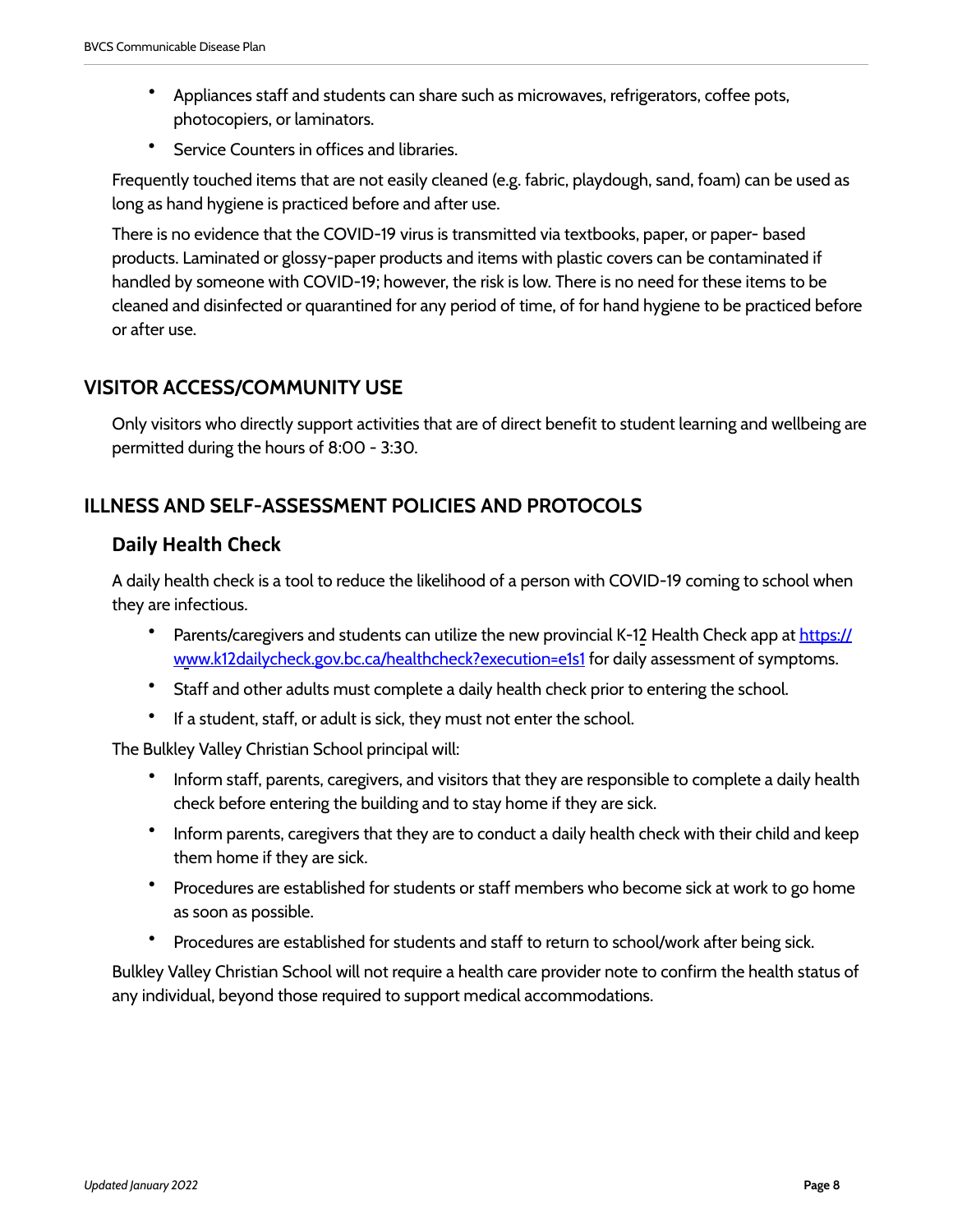- Appliances staff and students can share such as microwaves, refrigerators, coffee pots, photocopiers, or laminators.
- Service Counters in offices and libraries.

Frequently touched items that are not easily cleaned (e.g. fabric, playdough, sand, foam) can be used as long as hand hygiene is practiced before and after use.

There is no evidence that the COVID-19 virus is transmitted via textbooks, paper, or paper- based products. Laminated or glossy-paper products and items with plastic covers can be contaminated if handled by someone with COVID-19; however, the risk is low. There is no need for these items to be cleaned and disinfected or quarantined for any period of time, of for hand hygiene to be practiced before or after use.

## VISITOR ACCESS/COMMUNITY USE

Only visitors who directly support activities that are of direct benefit to student learning and wellbeing are permitted during the hours of 8:00 - 3:30.

## ILLNESS AND SELF-ASSESSMENT POLICIES AND PROTOCOLS

### Daily Health Check

A daily health check is a tool to reduce the likelihood of a person with COVID-19 coming to school when they are infectious.

- Parents/caregivers and students can utilize the new provincial K-12 Health Check app at [https://www.k12dailycheck.gov.bc.ca/healthcheck?execution=e1s1](https://www.k12dailycheck.gov.bc.ca/healthcheck?execution=e1s1) for daily assessment of symptoms.
- Staff and other adults must complete a daily health check prior to entering the school.
- If a student, staff, or adult is sick, they must not enter the school.

The Bulkley Valley Christian School principal will:

- Inform staff, parents, caregivers, and visitors that they are responsible to complete a daily health check before entering the building and to stay home if they are sick.
- Inform parents, caregivers that they are to conduct a daily health check with their child and keep them home if they are sick.
- Procedures are established for students or staff members who become sick at work to go home as soon as possible.
- Procedures are established for students and staff to return to school/work after being sick.

Bulkley Valley Christian School will not require a health care provider note to confirm the health status of any individual, beyond those required to support medical accommodations.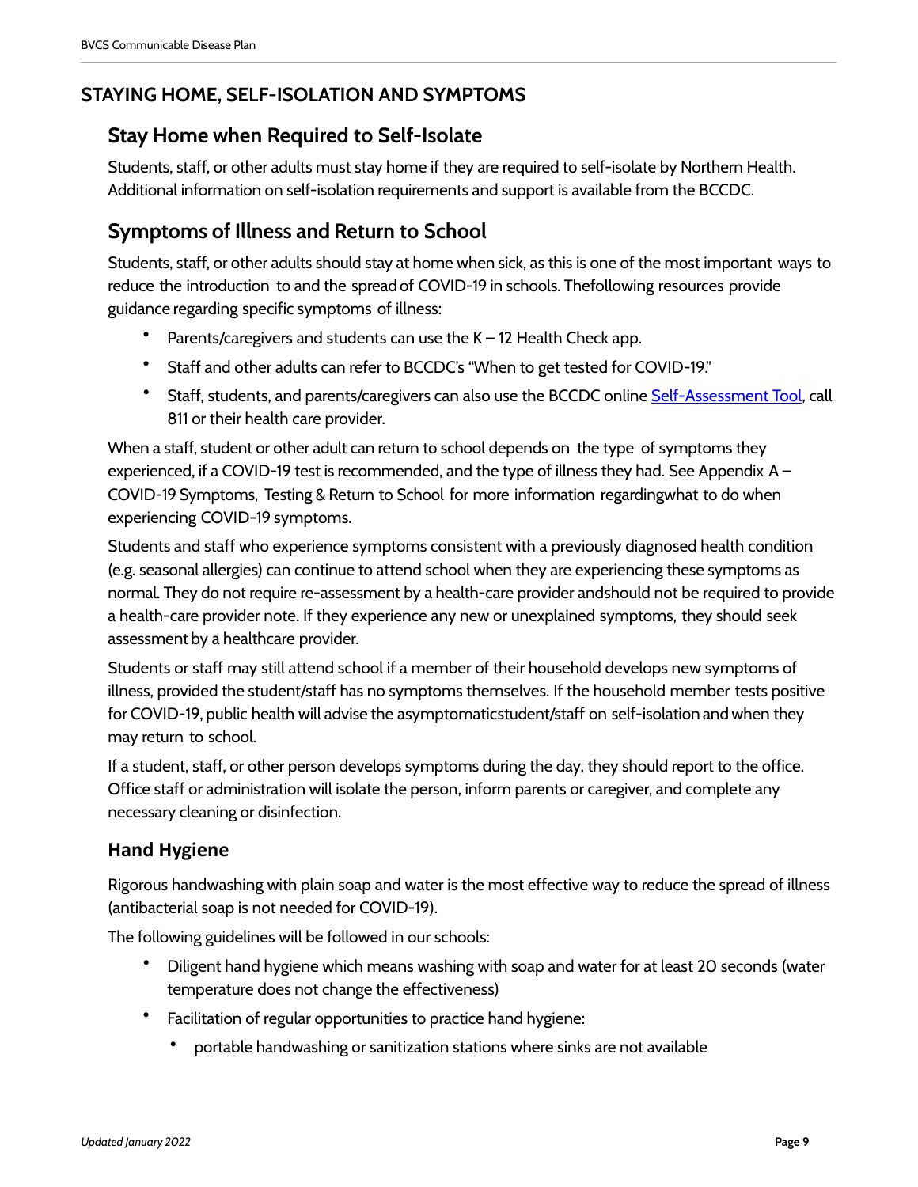## STAYING HOME, SELF-ISOLATION AND SYMPTOMS

### Stay Home when Required to Self-Isolate

Students, staff, or other adults must stay home if they are required to self-isolate by Northern Health. Additional information on self-isolation requirements and support is available from the BCCDC.

### Symptoms of Illness and Return to School

Students, staff, or other adults should stay at home when sick, as this is one of the most important ways to reduce the introduction to and the spread of COVID-19 in schools. Thefollowing resources provide guidance regarding specific symptoms of illness:

- Parents/caregivers and students can use the K – 12 Health Check app.
- Staff and other adults can refer to BCCDC's "When to get tested for COVID-19."
- Staff, students, and parents/caregivers can also use the BCCDC online [Self-Assessment Tool](), call 811 or their health care provider.

When a staff, student or other adult can return to school depends on the type of symptoms they experienced, if a COVID-19 test is recommended, and the type of illness they had. See Appendix A – COVID-19 Symptoms, Testing & Return to School for more information regardingwhat to do when experiencing COVID-19 symptoms.

Students and staff who experience symptoms consistent with a previously diagnosed health condition (e.g. seasonal allergies) can continue to attend school when they are experiencing these symptoms as normal. They do not require re-assessment by a health-care provider andshould not be required to provide a health-care provider note. If they experience any new or unexplained symptoms, they should seek assessment by a healthcare provider.

Students or staff may still attend school if a member of their household develops new symptoms of illness, provided the student/staff has no symptoms themselves. If the household member tests positive for COVID-19, public health will advise the asymptomaticstudent/staff on self-isolation and when they may return to school.

If a student, staff, or other person develops symptoms during the day, they should report to the office. Office staff or administration will isolate the person, inform parents or caregiver, and complete any necessary cleaning or disinfection.

### Hand Hygiene

Rigorous handwashing with plain soap and water is the most effective way to reduce the spread of illness (antibacterial soap is not needed for COVID-19).

The following guidelines will be followed in our schools:

- Diligent hand hygiene which means washing with soap and water for at least 20 seconds (water temperature does not change the effectiveness)
- Facilitation of regular opportunities to practice hand hygiene:
  - portable handwashing or sanitization stations where sinks are not available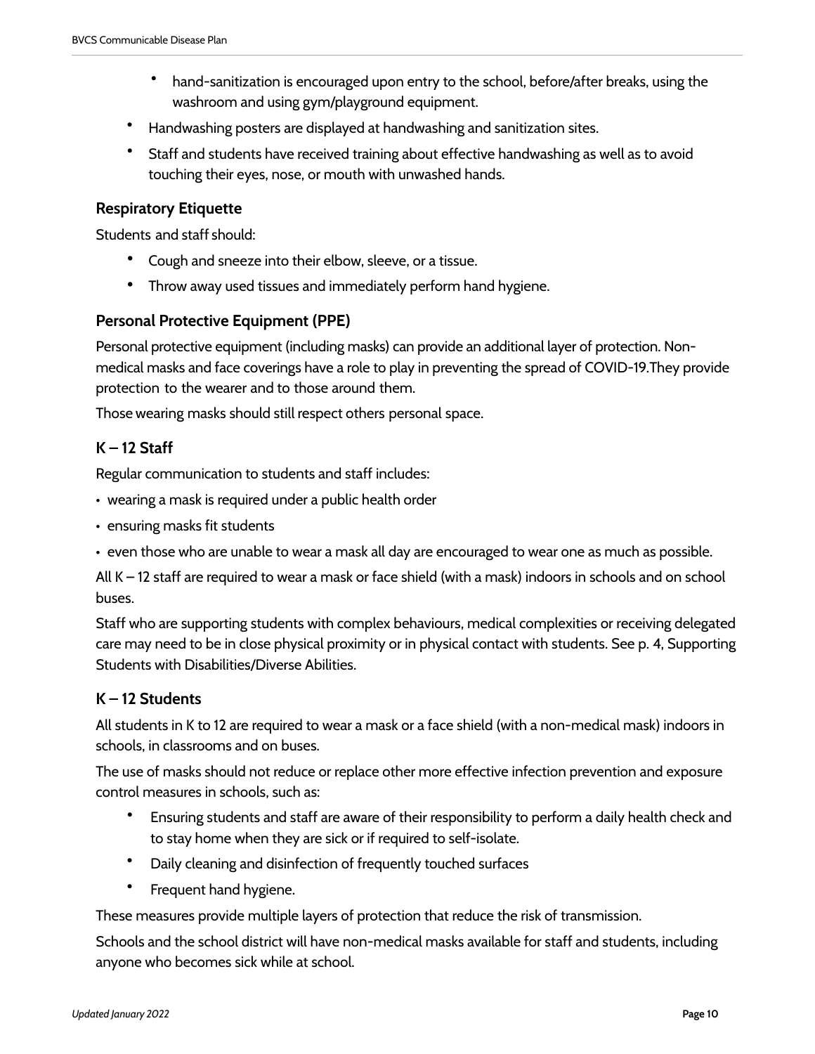- hand-sanitization is encouraged upon entry to the school, before/after breaks, using the washroom and using gym/playground equipment.
- Handwashing posters are displayed at handwashing and sanitization sites.
- Staff and students have received training about effective handwashing as well as to avoid touching their eyes, nose, or mouth with unwashed hands.

### Respiratory Etiquette

Students and staff should:

- Cough and sneeze into their elbow, sleeve, or a tissue.
- Throw away used tissues and immediately perform hand hygiene.

### Personal Protective Equipment (PPE)

Personal protective equipment (including masks) can provide an additional layer of protection. Non-medical masks and face coverings have a role to play in preventing the spread of COVID-19.They provide protection to the wearer and to those around them.

Those wearing masks should still respect others personal space.

### K – 12 Staff

Regular communication to students and staff includes:

- wearing a mask is required under a public health order
- ensuring masks fit students
- even those who are unable to wear a mask all day are encouraged to wear one as much as possible.

All K – 12 staff are required to wear a mask or face shield (with a mask) indoors in schools and on school buses.

Staff who are supporting students with complex behaviours, medical complexities or receiving delegated care may need to be in close physical proximity or in physical contact with students. See p. 4, Supporting Students with Disabilities/Diverse Abilities.

### K – 12 Students

All students in K to 12 are required to wear a mask or a face shield (with a non-medical mask) indoors in schools, in classrooms and on buses.

The use of masks should not reduce or replace other more effective infection prevention and exposure control measures in schools, such as:

- Ensuring students and staff are aware of their responsibility to perform a daily health check and to stay home when they are sick or if required to self-isolate.
- Daily cleaning and disinfection of frequently touched surfaces
- Frequent hand hygiene.

These measures provide multiple layers of protection that reduce the risk of transmission.

Schools and the school district will have non-medical masks available for staff and students, including anyone who becomes sick while at school.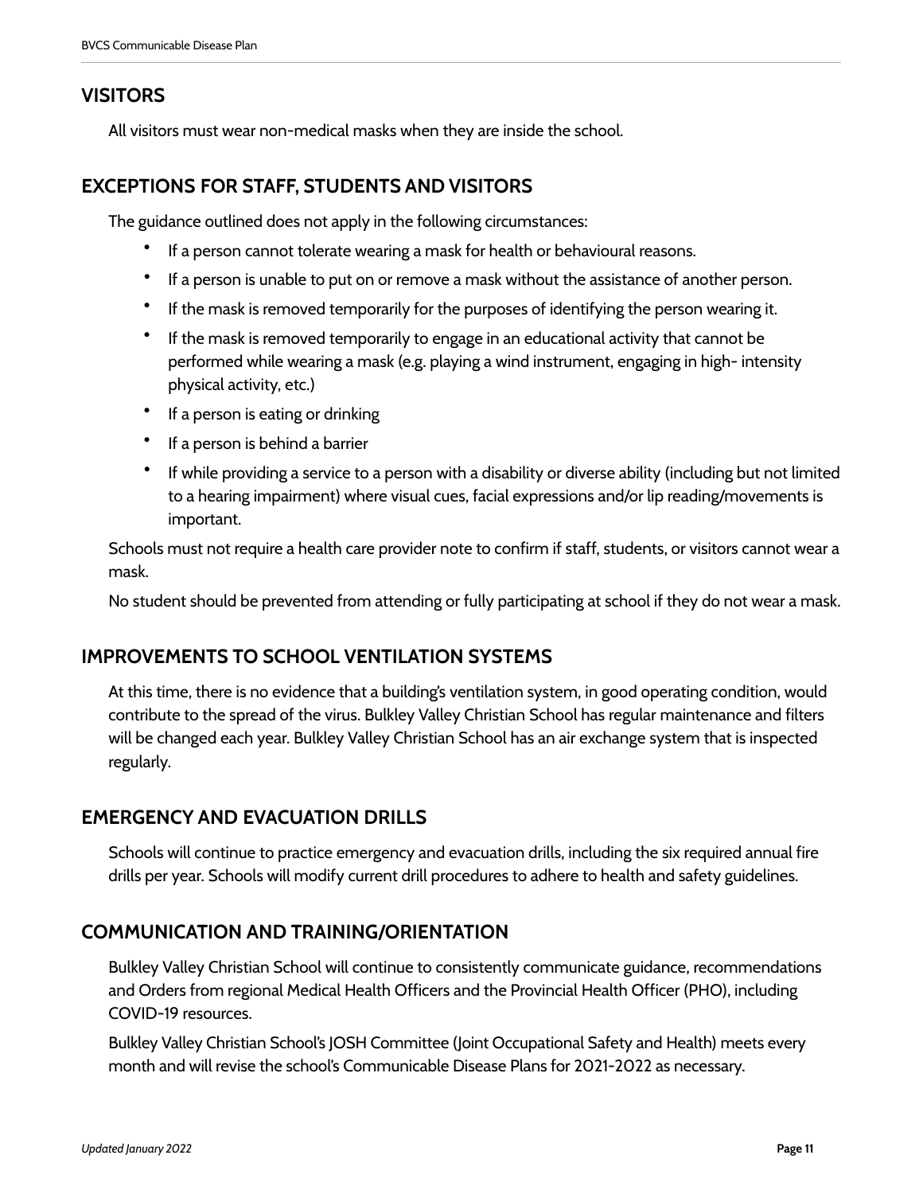## VISITORS

All visitors must wear non-medical masks when they are inside the school.

## EXCEPTIONS FOR STAFF, STUDENTS AND VISITORS

The guidance outlined does not apply in the following circumstances:

- If a person cannot tolerate wearing a mask for health or behavioural reasons.
- If a person is unable to put on or remove a mask without the assistance of another person.
- If the mask is removed temporarily for the purposes of identifying the person wearing it.
- If the mask is removed temporarily to engage in an educational activity that cannot be performed while wearing a mask (e.g. playing a wind instrument, engaging in high- intensity physical activity, etc.)
- If a person is eating or drinking
- If a person is behind a barrier
- If while providing a service to a person with a disability or diverse ability (including but not limited to a hearing impairment) where visual cues, facial expressions and/or lip reading/movements is important.

Schools must not require a health care provider note to confirm if staff, students, or visitors cannot wear a mask.

No student should be prevented from attending or fully participating at school if they do not wear a mask.

## IMPROVEMENTS TO SCHOOL VENTILATION SYSTEMS

At this time, there is no evidence that a building's ventilation system, in good operating condition, would contribute to the spread of the virus. Bulkley Valley Christian School has regular maintenance and filters will be changed each year. Bulkley Valley Christian School has an air exchange system that is inspected regularly.

## EMERGENCY AND EVACUATION DRILLS

Schools will continue to practice emergency and evacuation drills, including the six required annual fire drills per year. Schools will modify current drill procedures to adhere to health and safety guidelines.

## COMMUNICATION AND TRAINING/ORIENTATION

Bulkley Valley Christian School will continue to consistently communicate guidance, recommendations and Orders from regional Medical Health Officers and the Provincial Health Officer (PHO), including COVID-19 resources.

Bulkley Valley Christian School's JOSH Committee (Joint Occupational Safety and Health) meets every month and will revise the school's Communicable Disease Plans for 2021-2022 as necessary.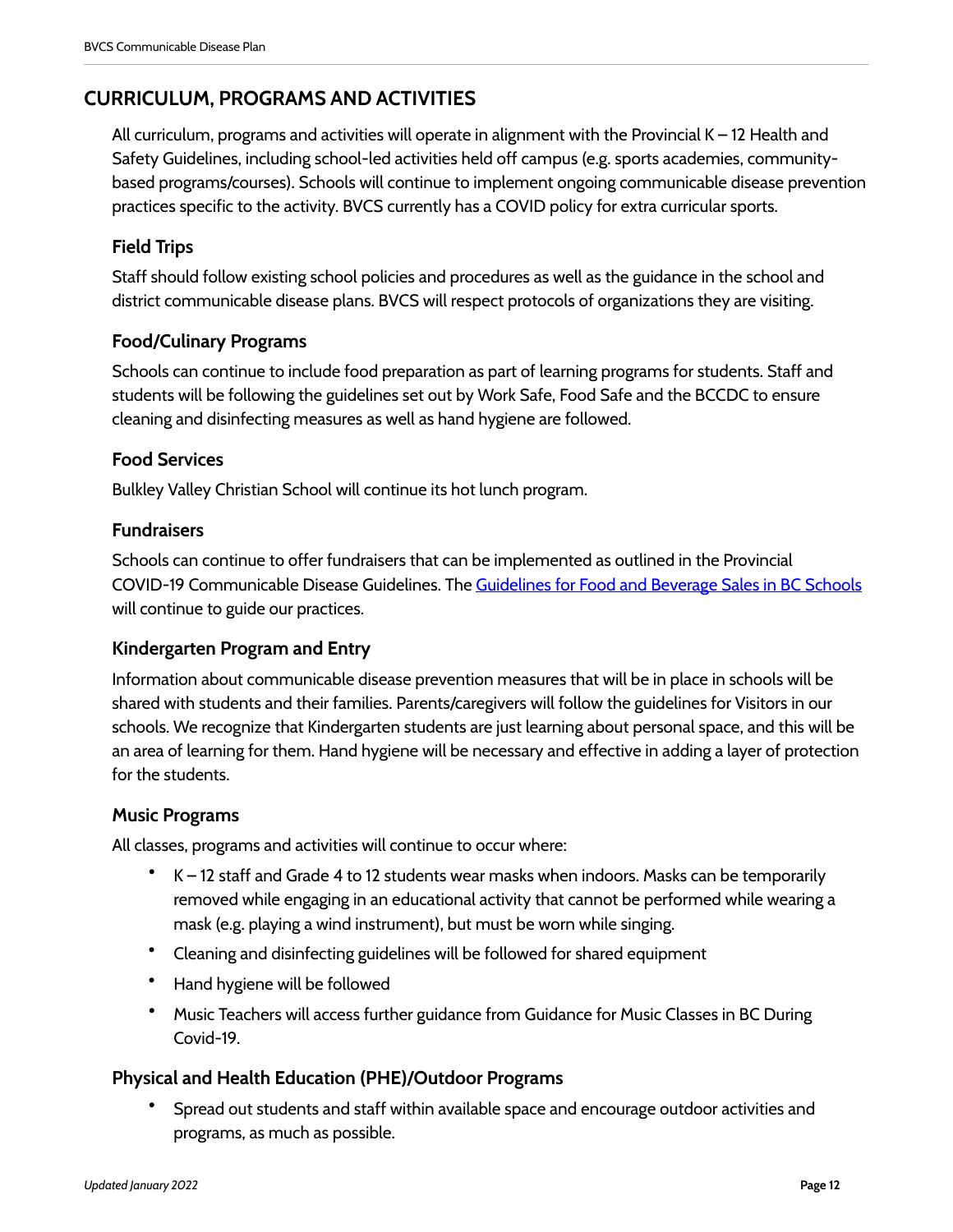## CURRICULUM, PROGRAMS AND ACTIVITIES

All curriculum, programs and activities will operate in alignment with the Provincial K – 12 Health and Safety Guidelines, including school-led activities held off campus (e.g. sports academies, community-based programs/courses). Schools will continue to implement ongoing communicable disease prevention practices specific to the activity. BVCS currently has a COVID policy for extra curricular sports.

### Field Trips

Staff should follow existing school policies and procedures as well as the guidance in the school and district communicable disease plans. BVCS will respect protocols of organizations they are visiting.

### Food/Culinary Programs

Schools can continue to include food preparation as part of learning programs for students. Staff and students will be following the guidelines set out by Work Safe, Food Safe and the BCCDC to ensure cleaning and disinfecting measures as well as hand hygiene are followed.

### Food Services

Bulkley Valley Christian School will continue its hot lunch program.

### Fundraisers

Schools can continue to offer fundraisers that can be implemented as outlined in the Provincial COVID-19 Communicable Disease Guidelines. The Guidelines for Food and Beverage Sales in BC Schools will continue to guide our practices.

### Kindergarten Program and Entry

Information about communicable disease prevention measures that will be in place in schools will be shared with students and their families. Parents/caregivers will follow the guidelines for Visitors in our schools. We recognize that Kindergarten students are just learning about personal space, and this will be an area of learning for them. Hand hygiene will be necessary and effective in adding a layer of protection for the students.

### Music Programs

All classes, programs and activities will continue to occur where:

- K – 12 staff and Grade 4 to 12 students wear masks when indoors. Masks can be temporarily removed while engaging in an educational activity that cannot be performed while wearing a mask (e.g. playing a wind instrument), but must be worn while singing.
- Cleaning and disinfecting guidelines will be followed for shared equipment
- Hand hygiene will be followed
- Music Teachers will access further guidance from Guidance for Music Classes in BC During Covid-19.

### Physical and Health Education (PHE)/Outdoor Programs

- Spread out students and staff within available space and encourage outdoor activities and programs, as much as possible.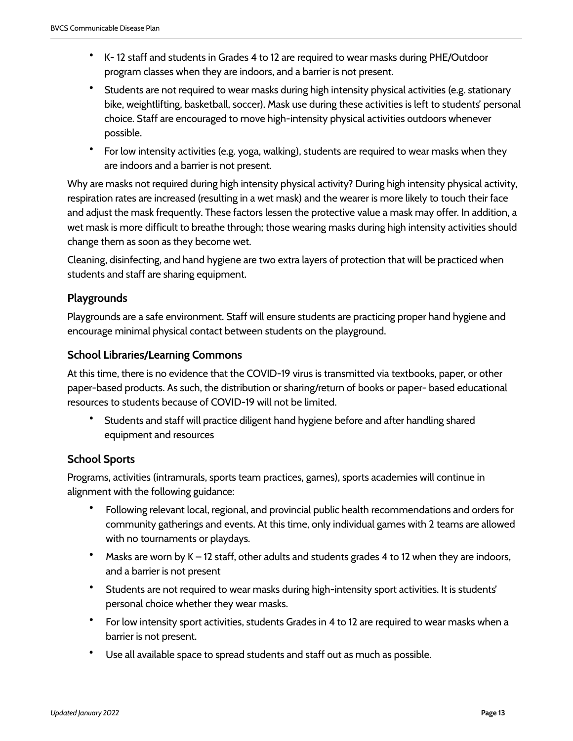- K- 12 staff and students in Grades 4 to 12 are required to wear masks during PHE/Outdoor program classes when they are indoors, and a barrier is not present.
- Students are not required to wear masks during high intensity physical activities (e.g. stationary bike, weightlifting, basketball, soccer). Mask use during these activities is left to students' personal choice. Staff are encouraged to move high-intensity physical activities outdoors whenever possible.
- For low intensity activities (e.g. yoga, walking), students are required to wear masks when they are indoors and a barrier is not present.

Why are masks not required during high intensity physical activity? During high intensity physical activity, respiration rates are increased (resulting in a wet mask) and the wearer is more likely to touch their face and adjust the mask frequently. These factors lessen the protective value a mask may offer. In addition, a wet mask is more difficult to breathe through; those wearing masks during high intensity activities should change them as soon as they become wet.

Cleaning, disinfecting, and hand hygiene are two extra layers of protection that will be practiced when students and staff are sharing equipment.

### Playgrounds

Playgrounds are a safe environment. Staff will ensure students are practicing proper hand hygiene and encourage minimal physical contact between students on the playground.

### School Libraries/Learning Commons

At this time, there is no evidence that the COVID-19 virus is transmitted via textbooks, paper, or other paper-based products. As such, the distribution or sharing/return of books or paper- based educational resources to students because of COVID-19 will not be limited.

- Students and staff will practice diligent hand hygiene before and after handling shared equipment and resources

### School Sports

Programs, activities (intramurals, sports team practices, games), sports academies will continue in alignment with the following guidance:

- Following relevant local, regional, and provincial public health recommendations and orders for community gatherings and events. At this time, only individual games with 2 teams are allowed with no tournaments or playdays.
- Masks are worn by K – 12 staff, other adults and students grades 4 to 12 when they are indoors, and a barrier is not present
- Students are not required to wear masks during high-intensity sport activities. It is students' personal choice whether they wear masks.
- For low intensity sport activities, students Grades in 4 to 12 are required to wear masks when a barrier is not present.
- Use all available space to spread students and staff out as much as possible.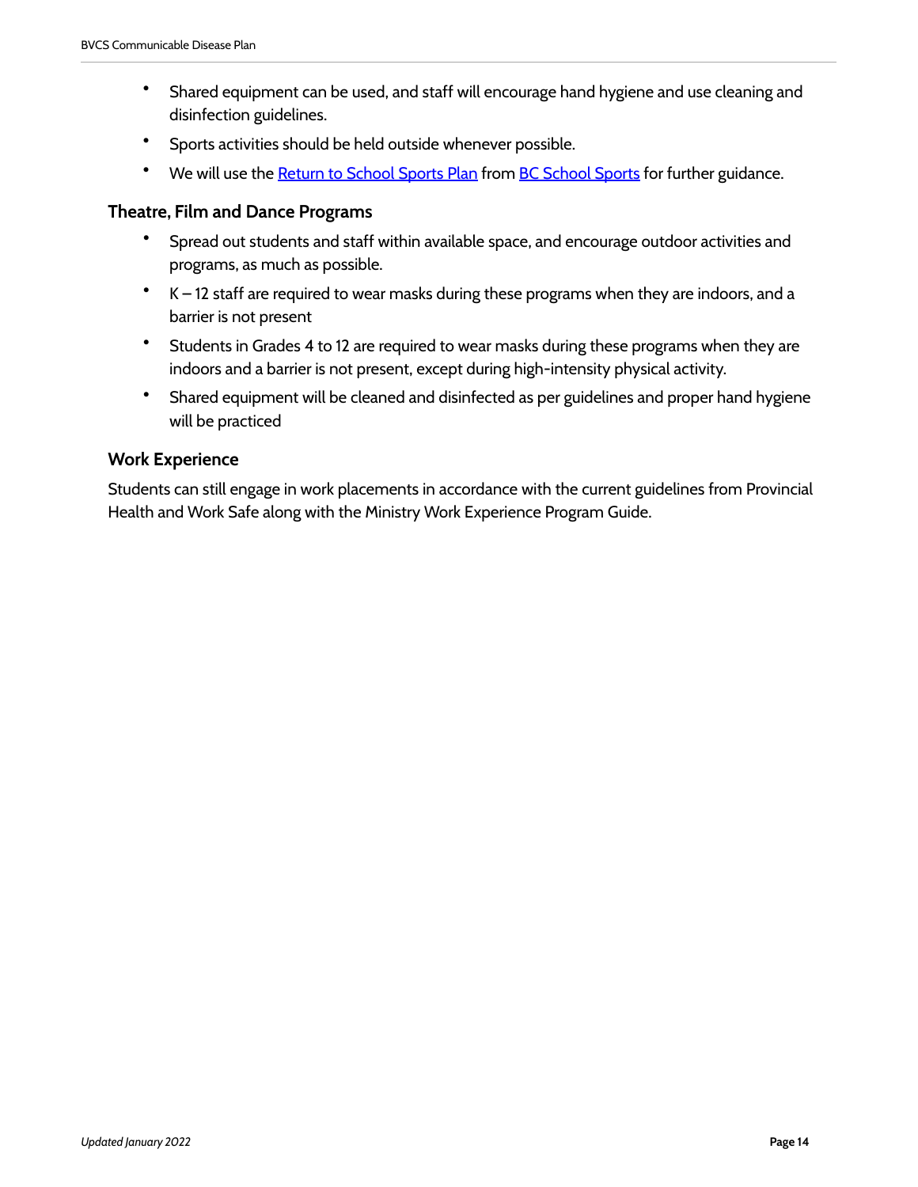- Shared equipment can be used, and staff will encourage hand hygiene and use cleaning and disinfection guidelines.
- Sports activities should be held outside whenever possible.
- We will use the Return to School Sports Plan from BC School Sports for further guidance.

### Theatre, Film and Dance Programs

- Spread out students and staff within available space, and encourage outdoor activities and programs, as much as possible.
- K – 12 staff are required to wear masks during these programs when they are indoors, and a barrier is not present
- Students in Grades 4 to 12 are required to wear masks during these programs when they are indoors and a barrier is not present, except during high-intensity physical activity.
- Shared equipment will be cleaned and disinfected as per guidelines and proper hand hygiene will be practiced

### Work Experience

Students can still engage in work placements in accordance with the current guidelines from Provincial Health and Work Safe along with the Ministry Work Experience Program Guide.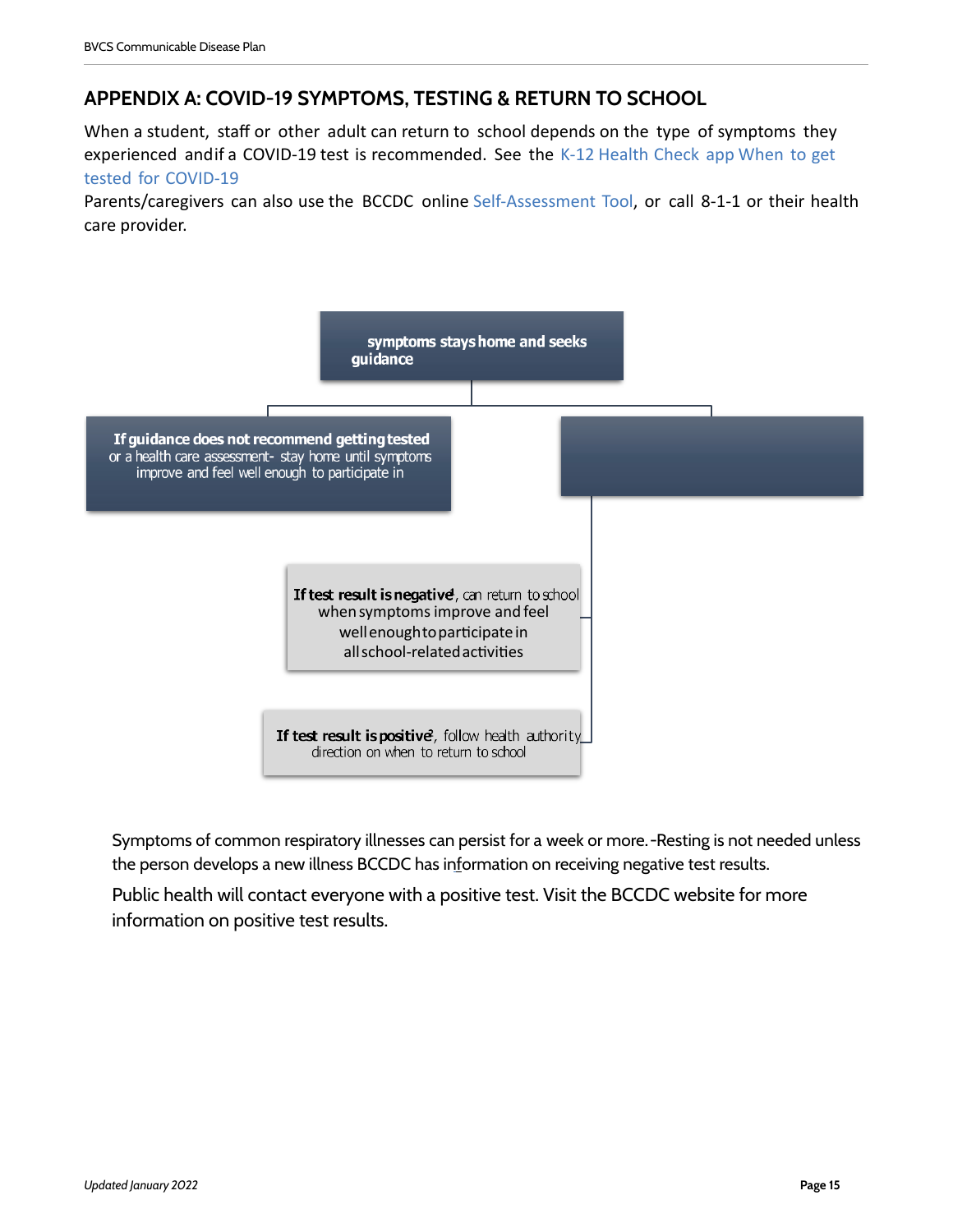## APPENDIX A: COVID-19 SYMPTOMS, TESTING & RETURN TO SCHOOL

When a student, staff or other adult can return to school depends on the type of symptoms they experienced and if a COVID-19 test is recommended. See the K-12 Health Check app When to get tested for COVID-19

Parents/caregivers can also use the BCCDC online Self-Assessment Tool, or call 8-1-1 or their health care provider.

symptoms stays home and seeks guidance

**If guidance does not recommend getting tested** or a health care assessment- stay home until symptoms improve and feel well enough to participate in

**If test result is negative**[1], can return to school when symptoms improve and feel well enough to participate in all school-related activities

**If test result is positive**[2], follow health authority direction on when to return to school

Symptoms of common respiratory illnesses can persist for a week or more.-Resting is not needed unless the person develops a new illness BCCDC has information on receiving negative test results.

Public health will contact everyone with a positive test. Visit the BCCDC website for more information on positive test results.